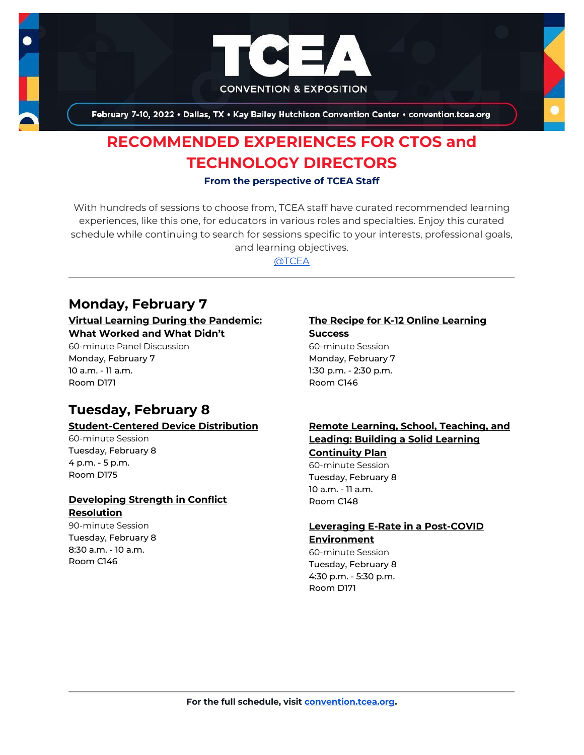# TCEA

CONVENTION & EXPOSITION

February 7-10, 2022 • Dallas, TX • Kay Bailey Hutchison Convention Center • convention.tcea.org

## RECOMMENDED EXPERIENCES FOR CTOS and TECHNOLOGY DIRECTORS

**From the perspective of TCEA Staff**

With hundreds of sessions to choose from, TCEA staff have curated recommended learning experiences, like this one, for educators in various roles and specialties. Enjoy this curated schedule while continuing to search for sessions specific to your interests, professional goals, and learning objectives.

@TCEA

---

## Monday, February 7

**Virtual Learning During the Pandemic: What Worked and What Didn't**
60-minute Panel Discussion
Monday, February 7
10 a.m. - 11 a.m.
Room D171

**The Recipe for K-12 Online Learning Success**
60-minute Session
Monday, February 7
1:30 p.m. - 2:30 p.m.
Room C146

## Tuesday, February 8

**Student-Centered Device Distribution**
60-minute Session
Tuesday, February 8
4 p.m. - 5 p.m.
Room D175

**Developing Strength in Conflict Resolution**
90-minute Session
Tuesday, February 8
8:30 a.m. - 10 a.m.
Room C146

**Remote Learning, School, Teaching, and Leading: Building a Solid Learning Continuity Plan**
60-minute Session
Tuesday, February 8
10 a.m. - 11 a.m.
Room C148

**Leveraging E-Rate in a Post-COVID Environment**
60-minute Session
Tuesday, February 8
4:30 p.m. - 5:30 p.m.
Room D171

---

**For the full schedule, visit convention.tcea.org.**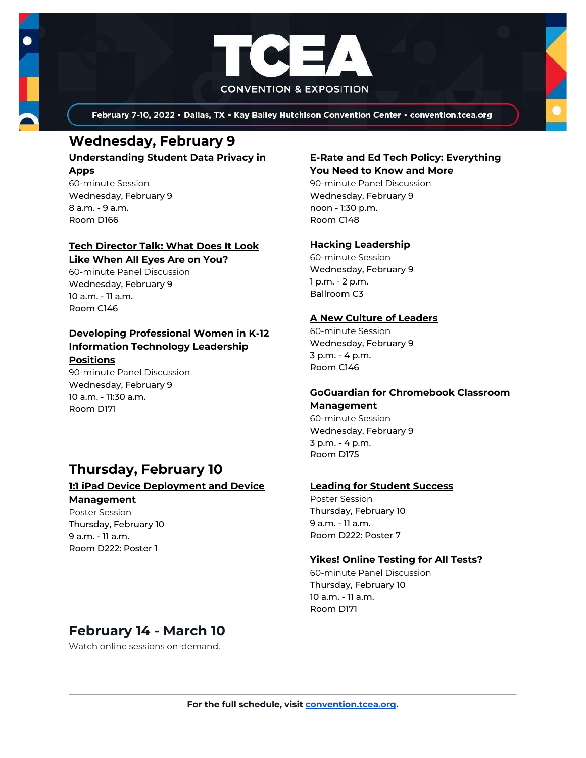TCEA

CONVENTION & EXPOSITION

February 7-10, 2022 • Dallas, TX • Kay Bailey Hutchison Convention Center • convention.tcea.org

## Wednesday, February 9

**Understanding Student Data Privacy in Apps**
60-minute Session
Wednesday, February 9
8 a.m. - 9 a.m.
Room D166

**Tech Director Talk: What Does It Look Like When All Eyes Are on You?**
60-minute Panel Discussion
Wednesday, February 9
10 a.m. - 11 a.m.
Room C146

**Developing Professional Women in K-12 Information Technology Leadership Positions**
90-minute Panel Discussion
Wednesday, February 9
10 a.m. - 11:30 a.m.
Room D171

**E-Rate and Ed Tech Policy: Everything You Need to Know and More**
90-minute Panel Discussion
Wednesday, February 9
noon - 1:30 p.m.
Room C148

**Hacking Leadership**
60-minute Session
Wednesday, February 9
1 p.m. - 2 p.m.
Ballroom C3

**A New Culture of Leaders**
60-minute Session
Wednesday, February 9
3 p.m. - 4 p.m.
Room C146

**GoGuardian for Chromebook Classroom Management**
60-minute Session
Wednesday, February 9
3 p.m. - 4 p.m.
Room D175

## Thursday, February 10

**1:1 iPad Device Deployment and Device Management**
Poster Session
Thursday, February 10
9 a.m. - 11 a.m.
Room D222: Poster 1

**Leading for Student Success**
Poster Session
Thursday, February 10
9 a.m. - 11 a.m.
Room D222: Poster 7

**Yikes! Online Testing for All Tests?**
60-minute Panel Discussion
Thursday, February 10
10 a.m. - 11 a.m.
Room D171

## February 14 - March 10

Watch online sessions on-demand.

---

**For the full schedule, visit convention.tcea.org.**